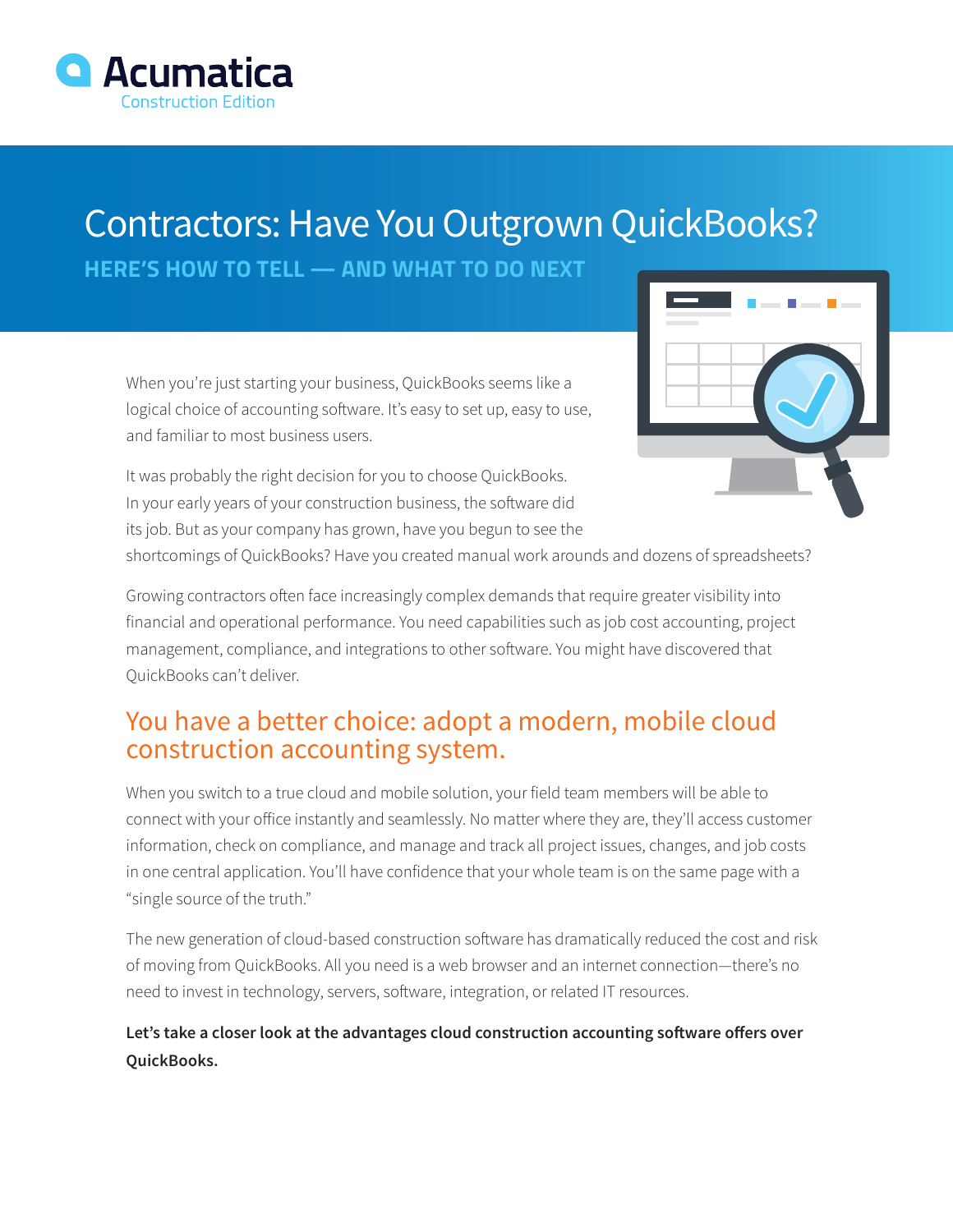Acumatica
Construction Edition

# Contractors: Have You Outgrown QuickBooks?

**HERE'S HOW TO TELL — AND WHAT TO DO NEXT**

When you're just starting your business, QuickBooks seems like a logical choice of accounting software. It's easy to set up, easy to use, and familiar to most business users.

It was probably the right decision for you to choose QuickBooks. In your early years of your construction business, the software did its job. But as your company has grown, have you begun to see the shortcomings of QuickBooks? Have you created manual work arounds and dozens of spreadsheets?

Growing contractors often face increasingly complex demands that require greater visibility into financial and operational performance. You need capabilities such as job cost accounting, project management, compliance, and integrations to other software. You might have discovered that QuickBooks can't deliver.

## You have a better choice: adopt a modern, mobile cloud construction accounting system.

When you switch to a true cloud and mobile solution, your field team members will be able to connect with your office instantly and seamlessly. No matter where they are, they'll access customer information, check on compliance, and manage and track all project issues, changes, and job costs in one central application. You'll have confidence that your whole team is on the same page with a "single source of the truth."

The new generation of cloud-based construction software has dramatically reduced the cost and risk of moving from QuickBooks. All you need is a web browser and an internet connection—there's no need to invest in technology, servers, software, integration, or related IT resources.

**Let's take a closer look at the advantages cloud construction accounting software offers over QuickBooks.**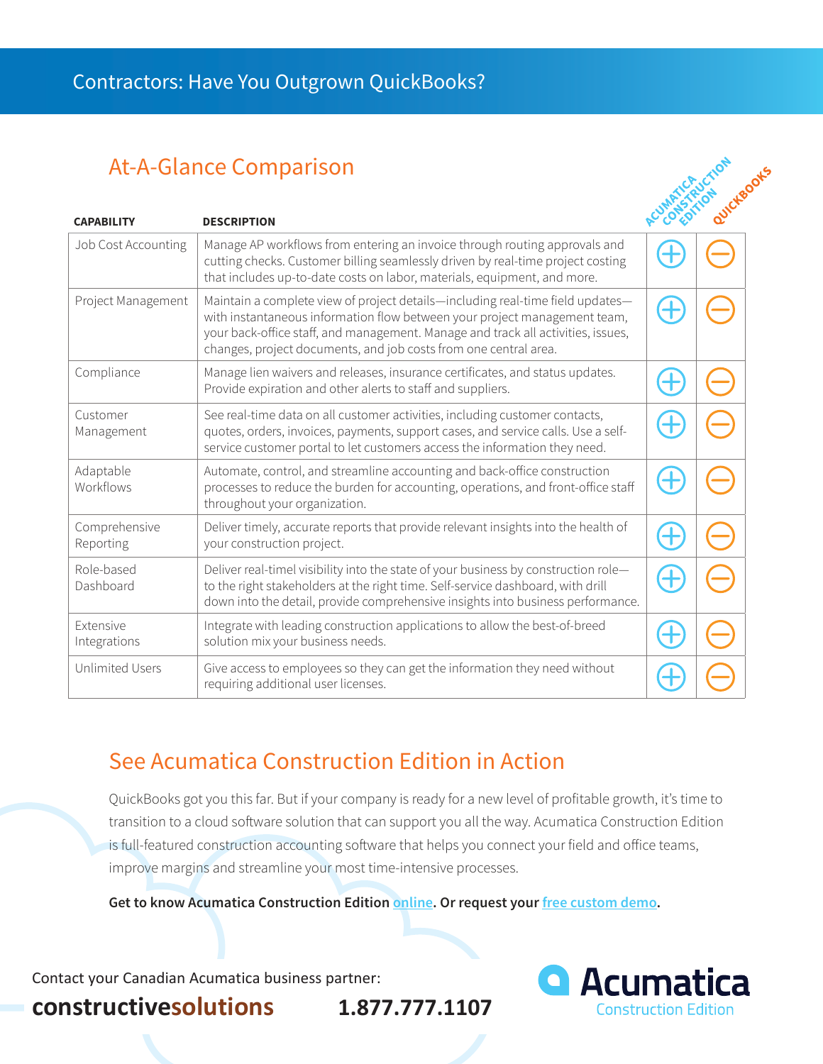# Contractors: Have You Outgrown QuickBooks?

## At-A-Glance Comparison

| CAPABILITY | DESCRIPTION | ACUMATICA CONSTRUCTION EDITION | QUICKBOOKS |
|---|---|---|---|
| Job Cost Accounting | Manage AP workflows from entering an invoice through routing approvals and cutting checks. Customer billing seamlessly driven by real-time project costing that includes up-to-date costs on labor, materials, equipment, and more. | + | − |
| Project Management | Maintain a complete view of project details—including real-time field updates—with instantaneous information flow between your project management team, your back-office staff, and management. Manage and track all activities, issues, changes, project documents, and job costs from one central area. | + | − |
| Compliance | Manage lien waivers and releases, insurance certificates, and status updates. Provide expiration and other alerts to staff and suppliers. | + | − |
| Customer Management | See real-time data on all customer activities, including customer contacts, quotes, orders, invoices, payments, support cases, and service calls. Use a self-service customer portal to let customers access the information they need. | + | − |
| Adaptable Workflows | Automate, control, and streamline accounting and back-office construction processes to reduce the burden for accounting, operations, and front-office staff throughout your organization. | + | − |
| Comprehensive Reporting | Deliver timely, accurate reports that provide relevant insights into the health of your construction project. | + | − |
| Role-based Dashboard | Deliver real-timel visibility into the state of your business by construction role—to the right stakeholders at the right time. Self-service dashboard, with drill down into the detail, provide comprehensive insights into business performance. | + | − |
| Extensive Integrations | Integrate with leading construction applications to allow the best-of-breed solution mix your business needs. | + | − |
| Unlimited Users | Give access to employees so they can get the information they need without requiring additional user licenses. | + | − |

## See Acumatica Construction Edition in Action

QuickBooks got you this far. But if your company is ready for a new level of profitable growth, it's time to transition to a cloud software solution that can support you all the way. Acumatica Construction Edition is full-featured construction accounting software that helps you connect your field and office teams, improve margins and streamline your most time-intensive processes.

**Get to know Acumatica Construction Edition online. Or request your free custom demo.**

Contact your Canadian Acumatica business partner:

**constructivesolutions** **1.877.777.1107**

Acumatica
Construction Edition